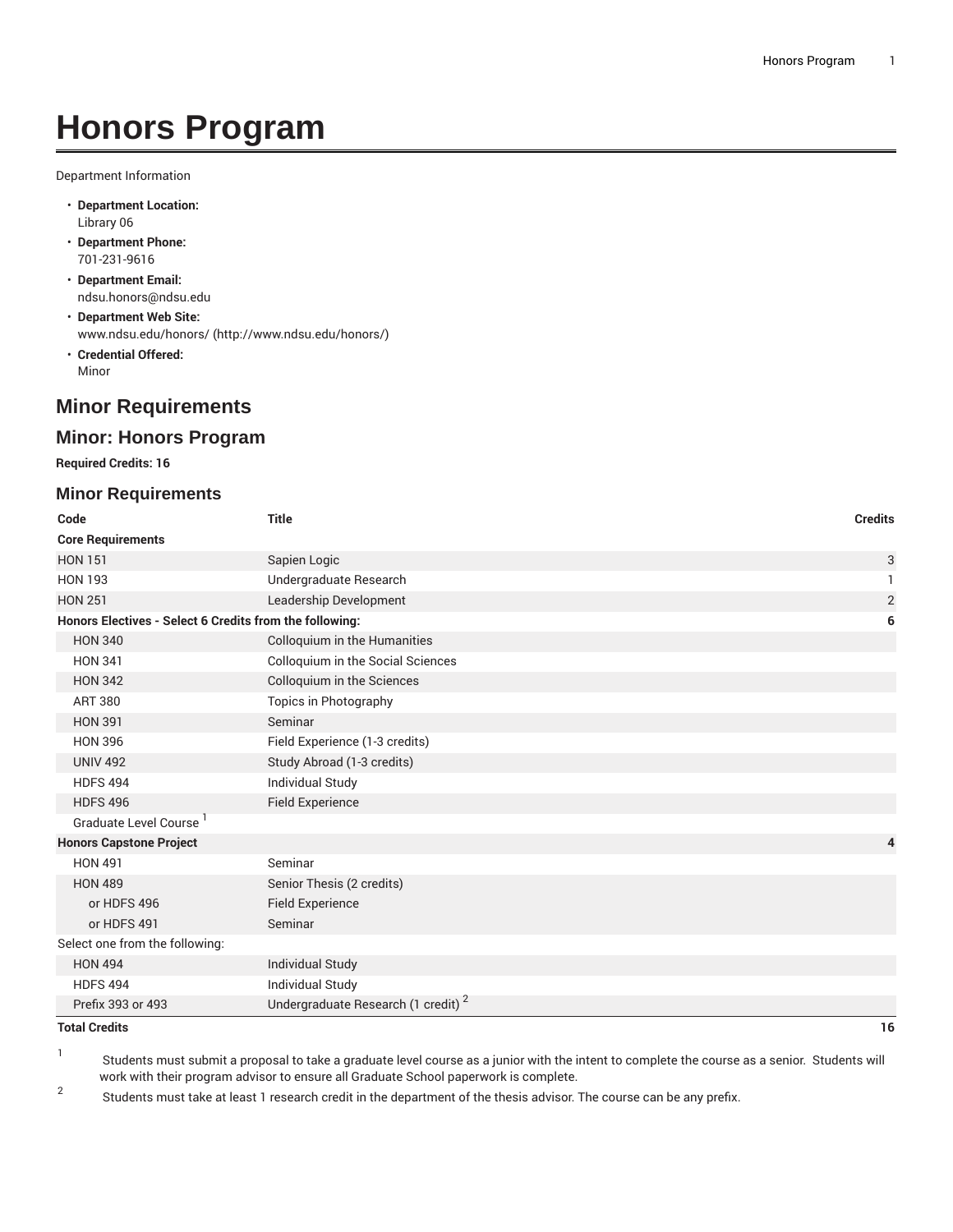# Honors Program

Department Information

- **Department Location:**
  Library 06
- **Department Phone:**
  701-231-9616
- **Department Email:**
  ndsu.honors@ndsu.edu
- **Department Web Site:**
  www.ndsu.edu/honors/ (http://www.ndsu.edu/honors/)
- **Credential Offered:**
  Minor

## Minor Requirements

## Minor: Honors Program

**Required Credits: 16**

### Minor Requirements

| Code | Title | Credits |
|---|---|---|
| **Core Requirements** | | |
| HON 151 | Sapien Logic | 3 |
| HON 193 | Undergraduate Research | 1 |
| HON 251 | Leadership Development | 2 |
| **Honors Electives - Select 6 Credits from the following:** | | **6** |
| HON 340 | Colloquium in the Humanities | |
| HON 341 | Colloquium in the Social Sciences | |
| HON 342 | Colloquium in the Sciences | |
| ART 380 | Topics in Photography | |
| HON 391 | Seminar | |
| HON 396 | Field Experience (1-3 credits) | |
| UNIV 492 | Study Abroad (1-3 credits) | |
| HDFS 494 | Individual Study | |
| HDFS 496 | Field Experience | |
| Graduate Level Course [1] | | |
| **Honors Capstone Project** | | **4** |
| HON 491 | Seminar | |
| HON 489 | Senior Thesis (2 credits) | |
| or HDFS 496 | Field Experience | |
| or HDFS 491 | Seminar | |
| Select one from the following: | | |
| HON 494 | Individual Study | |
| HDFS 494 | Individual Study | |
| Prefix 393 or 493 | Undergraduate Research (1 credit) [2] | |
| **Total Credits** | | **16** |

1. Students must submit a proposal to take a graduate level course as a junior with the intent to complete the course as a senior. Students will work with their program advisor to ensure all Graduate School paperwork is complete.
2. Students must take at least 1 research credit in the department of the thesis advisor. The course can be any prefix.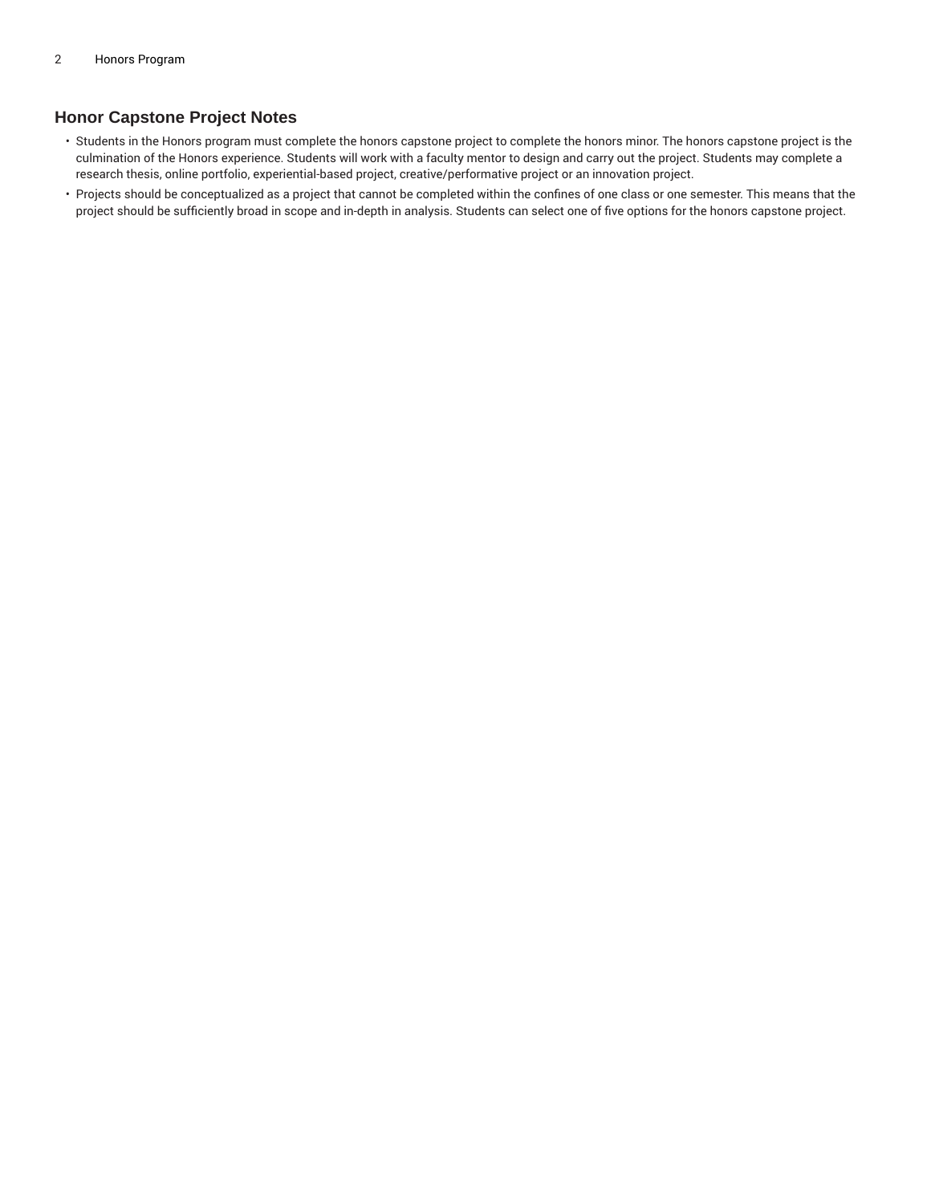## Honor Capstone Project Notes

- Students in the Honors program must complete the honors capstone project to complete the honors minor. The honors capstone project is the culmination of the Honors experience. Students will work with a faculty mentor to design and carry out the project. Students may complete a research thesis, online portfolio, experiential-based project, creative/performative project or an innovation project.
- Projects should be conceptualized as a project that cannot be completed within the confines of one class or one semester. This means that the project should be sufficiently broad in scope and in-depth in analysis. Students can select one of five options for the honors capstone project.